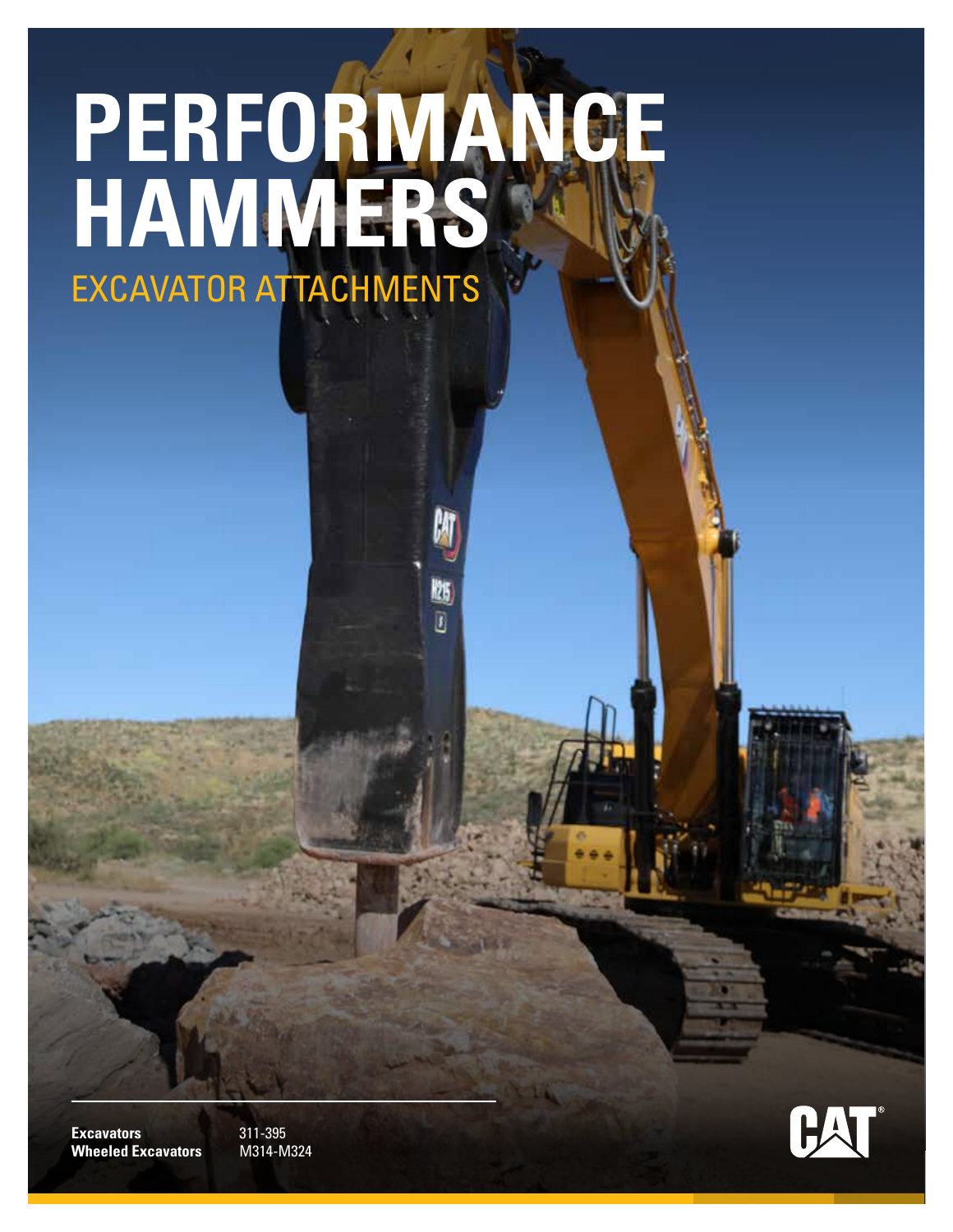# PERFORMANCE HAMMERS

## EXCAVATOR ATTACHMENTS

| | |
|---|---|
| **Excavators** | 311-395 |
| **Wheeled Excavators** | M314-M324 |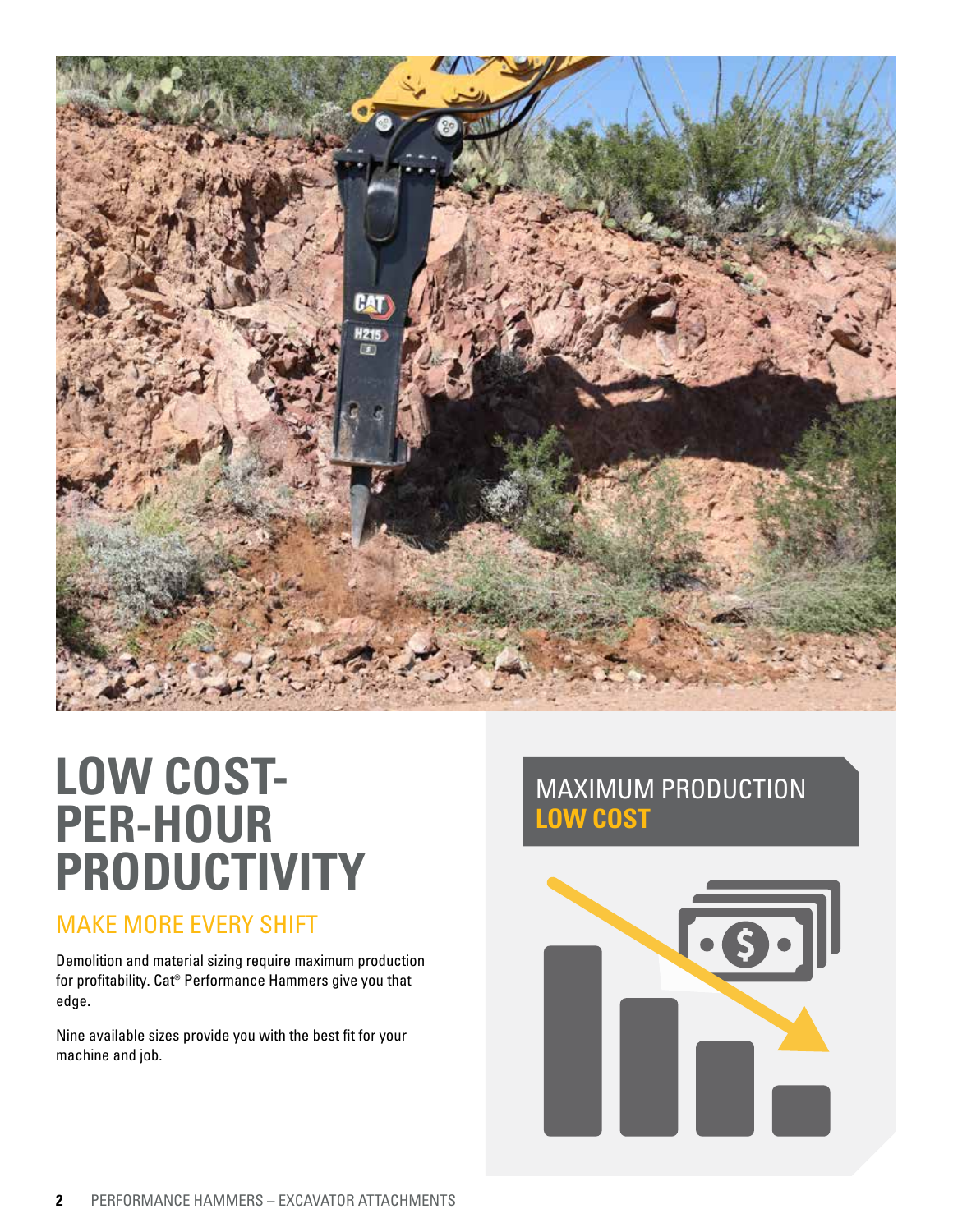# LOW COST-PER-HOUR PRODUCTIVITY

## MAKE MORE EVERY SHIFT

Demolition and material sizing require maximum production for profitability. Cat® Performance Hammers give you that edge.

Nine available sizes provide you with the best fit for your machine and job.

MAXIMUM PRODUCTION
**LOW COST**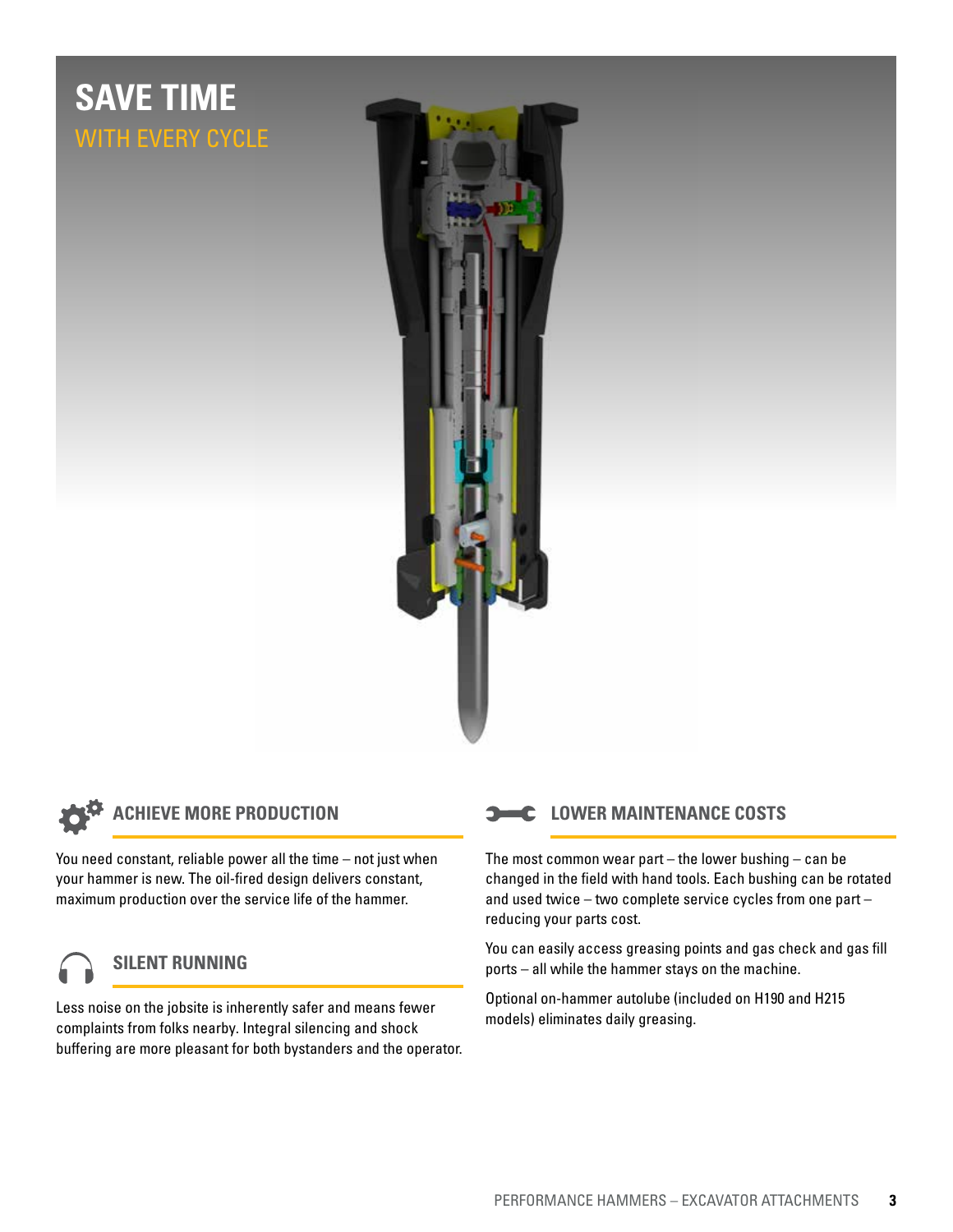# SAVE TIME

## WITH EVERY CYCLE

### ACHIEVE MORE PRODUCTION

You need constant, reliable power all the time – not just when your hammer is new. The oil-fired design delivers constant, maximum production over the service life of the hammer.

### SILENT RUNNING

Less noise on the jobsite is inherently safer and means fewer complaints from folks nearby. Integral silencing and shock buffering are more pleasant for both bystanders and the operator.

### LOWER MAINTENANCE COSTS

The most common wear part – the lower bushing – can be changed in the field with hand tools. Each bushing can be rotated and used twice – two complete service cycles from one part – reducing your parts cost.

You can easily access greasing points and gas check and gas fill ports – all while the hammer stays on the machine.

Optional on-hammer autolube (included on H190 and H215 models) eliminates daily greasing.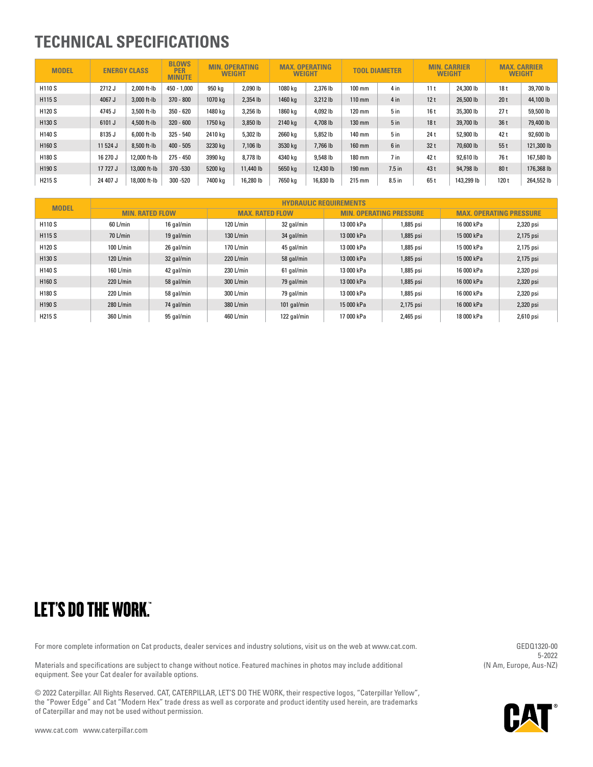# TECHNICAL SPECIFICATIONS

| MODEL | ENERGY CLASS | | BLOWS PER MINUTE | MIN. OPERATING WEIGHT | | MAX. OPERATING WEIGHT | | TOOL DIAMETER | | MIN. CARRIER WEIGHT | | MAX. CARRIER WEIGHT | |
|---|---|---|---|---|---|---|---|---|---|---|---|---|---|
| H110 S | 2712 J | 2,000 ft-lb | 450 - 1,000 | 950 kg | 2,090 lb | 1080 kg | 2,376 lb | 100 mm | 4 in | 11 t | 24,300 lb | 18 t | 39,700 lb |
| H115 S | 4067 J | 3,000 ft-lb | 370 - 800 | 1070 kg | 2,354 lb | 1460 kg | 3,212 lb | 110 mm | 4 in | 12 t | 26,500 lb | 20 t | 44,100 lb |
| H120 S | 4745 J | 3,500 ft-lb | 350 - 620 | 1480 kg | 3,256 lb | 1860 kg | 4,092 lb | 120 mm | 5 in | 16 t | 35,300 lb | 27 t | 59,500 lb |
| H130 S | 6101 J | 4,500 ft-lb | 320 - 600 | 1750 kg | 3,850 lb | 2140 kg | 4,708 lb | 130 mm | 5 in | 18 t | 39,700 lb | 36 t | 79,400 lb |
| H140 S | 8135 J | 6,000 ft-lb | 325 - 540 | 2410 kg | 5,302 lb | 2660 kg | 5,852 lb | 140 mm | 5 in | 24 t | 52,900 lb | 42 t | 92,600 lb |
| H160 S | 11 524 J | 8,500 ft-lb | 400 - 505 | 3230 kg | 7,106 lb | 3530 kg | 7,766 lb | 160 mm | 6 in | 32 t | 70,600 lb | 55 t | 121,300 lb |
| H180 S | 16 270 J | 12,000 ft-lb | 275 - 450 | 3990 kg | 8,778 lb | 4340 kg | 9,548 lb | 180 mm | 7 in | 42 t | 92,610 lb | 76 t | 167,580 lb |
| H190 S | 17 727 J | 13,000 ft-lb | 370 -530 | 5200 kg | 11,440 lb | 5650 kg | 12,430 lb | 190 mm | 7.5 in | 43 t | 94,798 lb | 80 t | 176,368 lb |
| H215 S | 24 407 J | 18,000 ft-lb | 300 -520 | 7400 kg | 16,280 lb | 7650 kg | 16,830 lb | 215 mm | 8.5 in | 65 t | 143,299 lb | 120 t | 264,552 lb |

| MODEL | HYDRAULIC REQUIREMENTS | | | | | | | |
|---|---|---|---|---|---|---|---|---|
| | MIN. RATED FLOW | | MAX. RATED FLOW | | MIN. OPERATING PRESSURE | | MAX. OPERATING PRESSURE | |
| H110 S | 60 L/min | 16 gal/min | 120 L/min | 32 gal/min | 13 000 kPa | 1,885 psi | 16 000 kPa | 2,320 psi |
| H115 S | 70 L/min | 19 gal/min | 130 L/min | 34 gal/min | 13 000 kPa | 1,885 psi | 15 000 kPa | 2,175 psi |
| H120 S | 100 L/min | 26 gal/min | 170 L/min | 45 gal/min | 13 000 kPa | 1,885 psi | 15 000 kPa | 2,175 psi |
| H130 S | 120 L/min | 32 gal/min | 220 L/min | 58 gal/min | 13 000 kPa | 1,885 psi | 15 000 kPa | 2,175 psi |
| H140 S | 160 L/min | 42 gal/min | 230 L/min | 61 gal/min | 13 000 kPa | 1,885 psi | 16 000 kPa | 2,320 psi |
| H160 S | 220 L/min | 58 gal/min | 300 L/min | 79 gal/min | 13 000 kPa | 1,885 psi | 16 000 kPa | 2,320 psi |
| H180 S | 220 L/min | 58 gal/min | 300 L/min | 79 gal/min | 13 000 kPa | 1,885 psi | 16 000 kPa | 2,320 psi |
| H190 S | 280 L/min | 74 gal/min | 380 L/min | 101 gal/min | 15 000 kPa | 2,175 psi | 16 000 kPa | 2,320 psi |
| H215 S | 360 L/min | 95 gal/min | 460 L/min | 122 gal/min | 17 000 kPa | 2,465 psi | 18 000 kPa | 2,610 psi |

**LET'S DO THE WORK.™**

For more complete information on Cat products, dealer services and industry solutions, visit us on the web at www.cat.com.

Materials and specifications are subject to change without notice. Featured machines in photos may include additional equipment. See your Cat dealer for available options.

© 2022 Caterpillar. All Rights Reserved. CAT, CATERPILLAR, LET'S DO THE WORK, their respective logos, "Caterpillar Yellow", the "Power Edge" and Cat "Modern Hex" trade dress as well as corporate and product identity used herein, are trademarks of Caterpillar and may not be used without permission.

www.cat.com www.caterpillar.com

GEDQ1320-00
5-2022
(N Am, Europe, Aus-NZ)